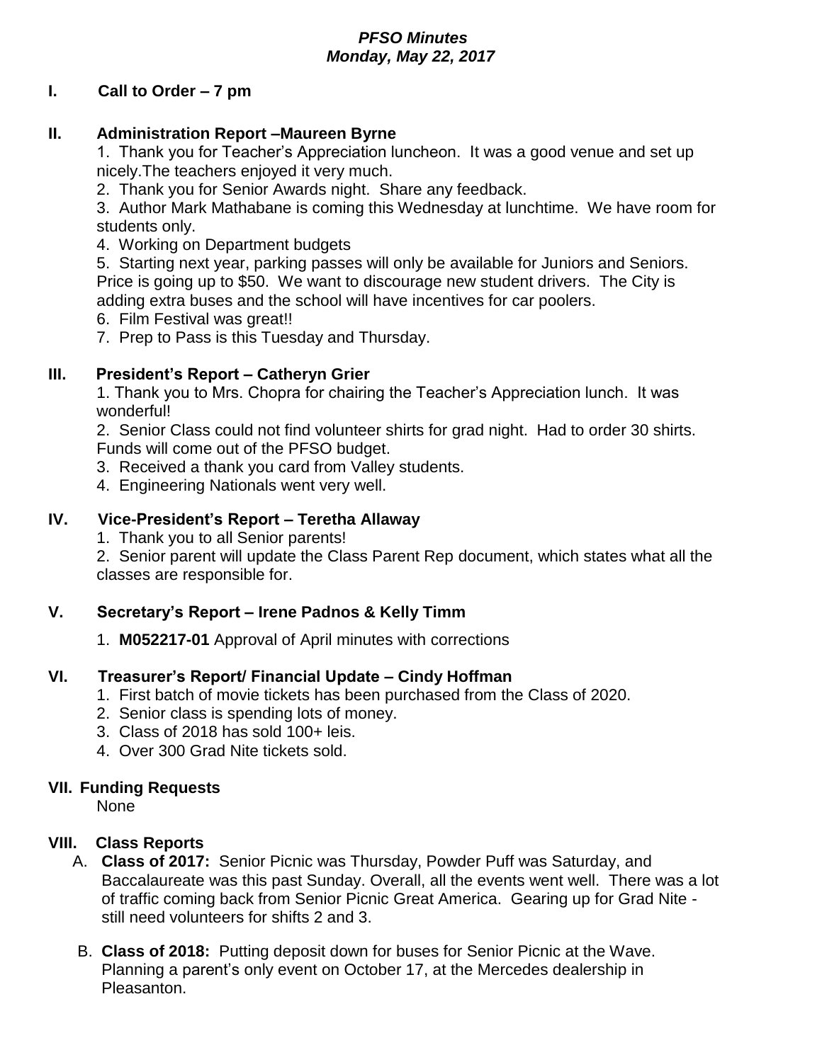***PFSO Minutes***
***Monday, May 22, 2017***

## I. Call to Order – 7 pm

## II. Administration Report –Maureen Byrne

1. Thank you for Teacher's Appreciation luncheon. It was a good venue and set up nicely.The teachers enjoyed it very much.
2. Thank you for Senior Awards night. Share any feedback.
3. Author Mark Mathabane is coming this Wednesday at lunchtime. We have room for students only.
4. Working on Department budgets
5. Starting next year, parking passes will only be available for Juniors and Seniors. Price is going up to $50. We want to discourage new student drivers. The City is adding extra buses and the school will have incentives for car poolers.
6. Film Festival was great!!
7. Prep to Pass is this Tuesday and Thursday.

## III. President's Report – Catheryn Grier

1. Thank you to Mrs. Chopra for chairing the Teacher's Appreciation lunch. It was wonderful!
2. Senior Class could not find volunteer shirts for grad night. Had to order 30 shirts. Funds will come out of the PFSO budget.
3. Received a thank you card from Valley students.
4. Engineering Nationals went very well.

## IV. Vice-President's Report – Teretha Allaway

1. Thank you to all Senior parents!
2. Senior parent will update the Class Parent Rep document, which states what all the classes are responsible for.

## V. Secretary's Report – Irene Padnos & Kelly Timm

1. **M052217-01** Approval of April minutes with corrections

## VI. Treasurer's Report/ Financial Update – Cindy Hoffman

1. First batch of movie tickets has been purchased from the Class of 2020.
2. Senior class is spending lots of money.
3. Class of 2018 has sold 100+ leis.
4. Over 300 Grad Nite tickets sold.

## VII. Funding Requests

None

## VIII. Class Reports

A. **Class of 2017:** Senior Picnic was Thursday, Powder Puff was Saturday, and Baccalaureate was this past Sunday. Overall, all the events went well. There was a lot of traffic coming back from Senior Picnic Great America. Gearing up for Grad Nite - still need volunteers for shifts 2 and 3.

B. **Class of 2018:** Putting deposit down for buses for Senior Picnic at the Wave. Planning a parent's only event on October 17, at the Mercedes dealership in Pleasanton.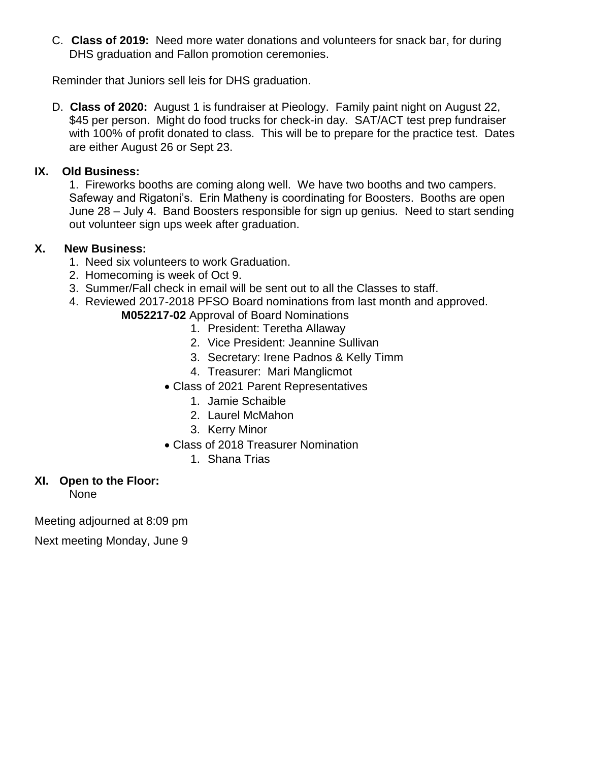C. **Class of 2019:** Need more water donations and volunteers for snack bar, for during DHS graduation and Fallon promotion ceremonies.

Reminder that Juniors sell leis for DHS graduation.

D. **Class of 2020:** August 1 is fundraiser at Pieology. Family paint night on August 22, $45 per person. Might do food trucks for check-in day. SAT/ACT test prep fundraiser with 100% of profit donated to class. This will be to prepare for the practice test. Dates are either August 26 or Sept 23.

## IX. Old Business:

1. Fireworks booths are coming along well. We have two booths and two campers. Safeway and Rigatoni's. Erin Matheny is coordinating for Boosters. Booths are open June 28 – July 4. Band Boosters responsible for sign up genius. Need to start sending out volunteer sign ups week after graduation.

## X. New Business:

1. Need six volunteers to work Graduation.
2. Homecoming is week of Oct 9.
3. Summer/Fall check in email will be sent out to all the Classes to staff.
4. Reviewed 2017-2018 PFSO Board nominations from last month and approved.

**M052217-02** Approval of Board Nominations

1. President: Teretha Allaway
2. Vice President: Jeannine Sullivan
3. Secretary: Irene Padnos & Kelly Timm
4. Treasurer: Mari Manglicmot

- Class of 2021 Parent Representatives
  1. Jamie Schaible
  2. Laurel McMahon
  3. Kerry Minor
- Class of 2018 Treasurer Nomination
  1. Shana Trias

## XI. Open to the Floor:

None

Meeting adjourned at 8:09 pm

Next meeting Monday, June 9